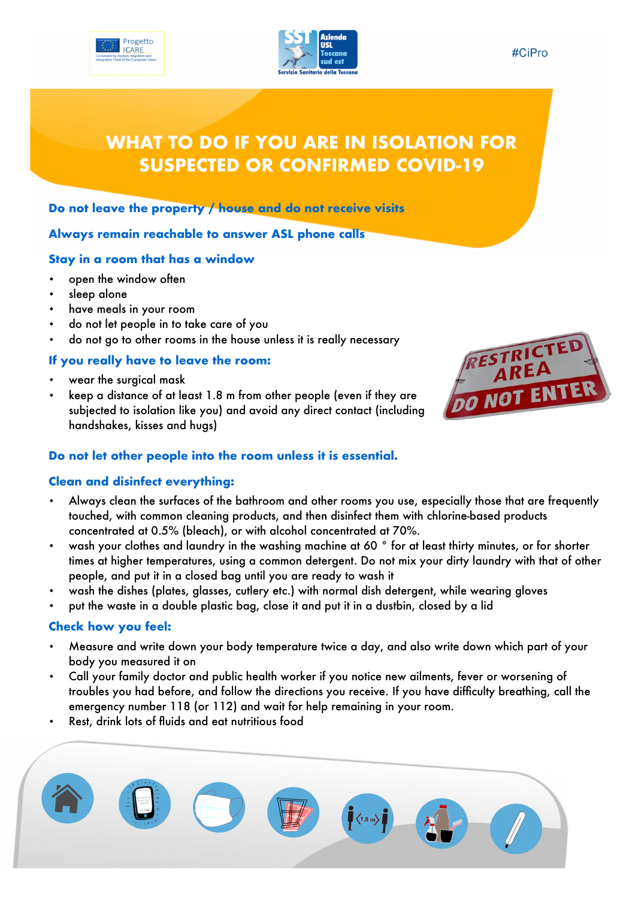# WHAT TO DO IF YOU ARE IN ISOLATION FOR SUSPECTED OR CONFIRMED COVID-19

**Do not leave the property / house and do not receive visits**

**Always remain reachable to answer ASL phone calls**

**Stay in a room that has a window**

- open the window often
- sleep alone
- have meals in your room
- do not let people in to take care of you
- do not go to other rooms in the house unless it is really necessary

**If you really have to leave the room:**

- wear the surgical mask
- keep a distance of at least 1.8 m from other people (even if they are subjected to isolation like you) and avoid any direct contact (including handshakes, kisses and hugs)

**Do not let other people into the room unless it is essential.**

**Clean and disinfect everything:**

- Always clean the surfaces of the bathroom and other rooms you use, especially those that are frequently touched, with common cleaning products, and then disinfect them with chlorine-based products concentrated at 0.5% (bleach), or with alcohol concentrated at 70%.
- wash your clothes and laundry in the washing machine at 60 ° for at least thirty minutes, or for shorter times at higher temperatures, using a common detergent. Do not mix your dirty laundry with that of other people, and put it in a closed bag until you are ready to wash it
- wash the dishes (plates, glasses, cutlery etc.) with normal dish detergent, while wearing gloves
- put the waste in a double plastic bag, close it and put it in a dustbin, closed by a lid

**Check how you feel:**

- Measure and write down your body temperature twice a day, and also write down which part of your body you measured it on
- Call your family doctor and public health worker if you notice new ailments, fever or worsening of troubles you had before, and follow the directions you receive. If you have difficulty breathing, call the emergency number 118 (or 112) and wait for help remaining in your room.
- Rest, drink lots of fluids and eat nutritious food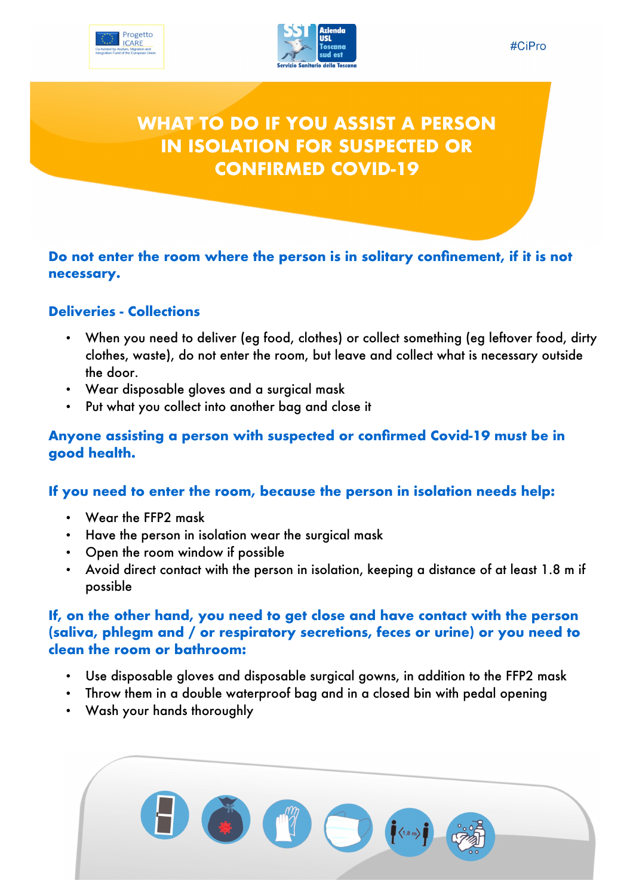#CiPro

# WHAT TO DO IF YOU ASSIST A PERSON IN ISOLATION FOR SUSPECTED OR CONFIRMED COVID-19

**Do not enter the room where the person is in solitary confinement, if it is not necessary.**

## Deliveries - Collections

- When you need to deliver (eg food, clothes) or collect something (eg leftover food, dirty clothes, waste), do not enter the room, but leave and collect what is necessary outside the door.
- Wear disposable gloves and a surgical mask
- Put what you collect into another bag and close it

**Anyone assisting a person with suspected or confirmed Covid-19 must be in good health.**

**If you need to enter the room, because the person in isolation needs help:**

- Wear the FFP2 mask
- Have the person in isolation wear the surgical mask
- Open the room window if possible
- Avoid direct contact with the person in isolation, keeping a distance of at least 1.8 m if possible

**If, on the other hand, you need to get close and have contact with the person (saliva, phlegm and / or respiratory secretions, feces or urine) or you need to clean the room or bathroom:**

- Use disposable gloves and disposable surgical gowns, in addition to the FFP2 mask
- Throw them in a double waterproof bag and in a closed bin with pedal opening
- Wash your hands thoroughly